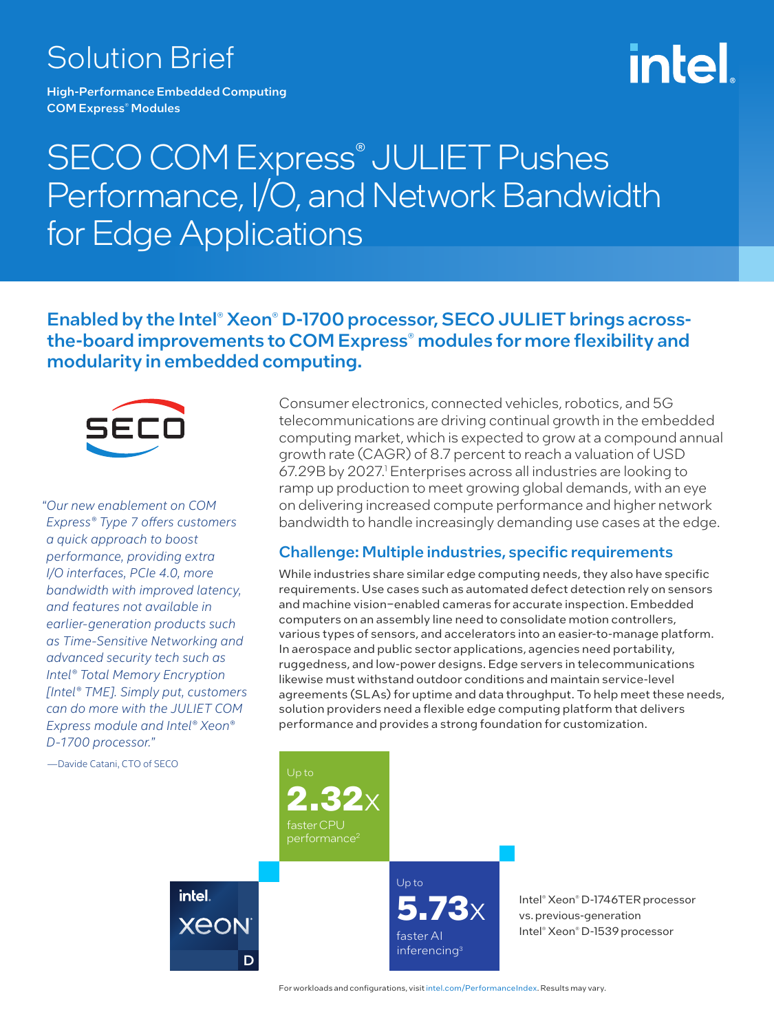Solution Brief

**High-Performance Embedded Computing**
**COM Express® Modules**

# SECO COM Express® JULIET Pushes Performance, I/O, and Network Bandwidth for Edge Applications

## Enabled by the Intel® Xeon® D-1700 processor, SECO JULIET brings across-the-board improvements to COM Express® modules for more flexibility and modularity in embedded computing.

*"Our new enablement on COM Express® Type 7 offers customers a quick approach to boost performance, providing extra I/O interfaces, PCIe 4.0, more bandwidth with improved latency, and features not available in earlier-generation products such as Time-Sensitive Networking and advanced security tech such as Intel® Total Memory Encryption [Intel® TME]. Simply put, customers can do more with the JULIET COM Express module and Intel® Xeon® D-1700 processor."*

—Davide Catani, CTO of SECO

Consumer electronics, connected vehicles, robotics, and 5G telecommunications are driving continual growth in the embedded computing market, which is expected to grow at a compound annual growth rate (CAGR) of 8.7 percent to reach a valuation of USD 67.29B by 2027.[1] Enterprises across all industries are looking to ramp up production to meet growing global demands, with an eye on delivering increased compute performance and higher network bandwidth to handle increasingly demanding use cases at the edge.

### Challenge: Multiple industries, specific requirements

While industries share similar edge computing needs, they also have specific requirements. Use cases such as automated defect detection rely on sensors and machine vision–enabled cameras for accurate inspection. Embedded computers on an assembly line need to consolidate motion controllers, various types of sensors, and accelerators into an easier-to-manage platform. In aerospace and public sector applications, agencies need portability, ruggedness, and low-power designs. Edge servers in telecommunications likewise must withstand outdoor conditions and maintain service-level agreements (SLAs) for uptime and data throughput. To help meet these needs, solution providers need a flexible edge computing platform that delivers performance and provides a strong foundation for customization.

Up to **2.32x** faster CPU performance[2]

Up to **5.73x** faster AI inferencing[3]

Intel® Xeon® D-1746TER processor vs. previous-generation Intel® Xeon® D-1539 processor

For workloads and configurations, visit intel.com/PerformanceIndex. Results may vary.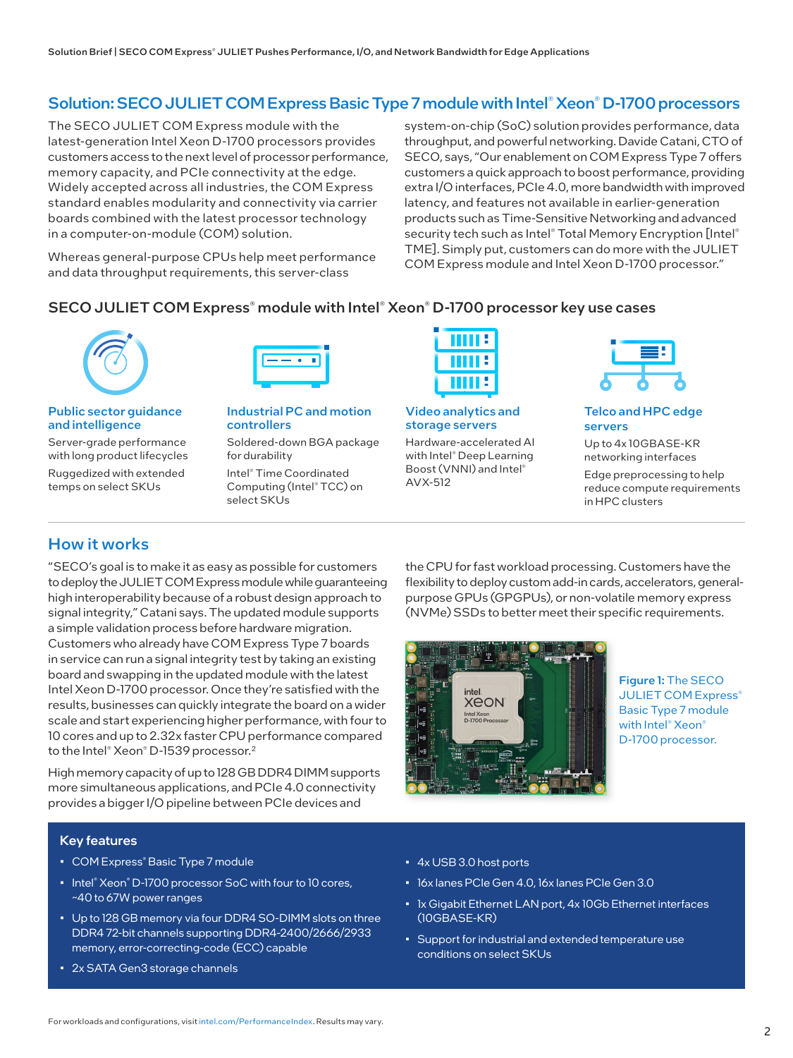## Solution: SECO JULIET COM Express Basic Type 7 module with Intel® Xeon® D-1700 processors

The SECO JULIET COM Express module with the latest-generation Intel Xeon D-1700 processors provides customers access to the next level of processor performance, memory capacity, and PCIe connectivity at the edge. Widely accepted across all industries, the COM Express standard enables modularity and connectivity via carrier boards combined with the latest processor technology in a computer-on-module (COM) solution.

Whereas general-purpose CPUs help meet performance and data throughput requirements, this server-class system-on-chip (SoC) solution provides performance, data throughput, and powerful networking. Davide Catani, CTO of SECO, says, "Our enablement on COM Express Type 7 offers customers a quick approach to boost performance, providing extra I/O interfaces, PCIe 4.0, more bandwidth with improved latency, and features not available in earlier-generation products such as Time-Sensitive Networking and advanced security tech such as Intel® Total Memory Encryption [Intel® TME]. Simply put, customers can do more with the JULIET COM Express module and Intel Xeon D-1700 processor."

### SECO JULIET COM Express® module with Intel® Xeon® D-1700 processor key use cases

**Public sector guidance and intelligence**

Server-grade performance with long product lifecycles

Ruggedized with extended temps on select SKUs

**Industrial PC and motion controllers**

Soldered-down BGA package for durability

Intel® Time Coordinated Computing (Intel® TCC) on select SKUs

**Video analytics and storage servers**

Hardware-accelerated AI with Intel® Deep Learning Boost (VNNI) and Intel® AVX-512

**Telco and HPC edge servers**

Up to 4x 10GBASE-KR networking interfaces

Edge preprocessing to help reduce compute requirements in HPC clusters

## How it works

"SECO's goal is to make it as easy as possible for customers to deploy the JULIET COM Express module while guaranteeing high interoperability because of a robust design approach to signal integrity," Catani says. The updated module supports a simple validation process before hardware migration. Customers who already have COM Express Type 7 boards in service can run a signal integrity test by taking an existing board and swapping in the updated module with the latest Intel Xeon D-1700 processor. Once they're satisfied with the results, businesses can quickly integrate the board on a wider scale and start experiencing higher performance, with four to 10 cores and up to 2.32x faster CPU performance compared to the Intel® Xeon® D-1539 processor.[2]

High memory capacity of up to 128 GB DDR4 DIMM supports more simultaneous applications, and PCIe 4.0 connectivity provides a bigger I/O pipeline between PCIe devices and the CPU for fast workload processing. Customers have the flexibility to deploy custom add-in cards, accelerators, general-purpose GPUs (GPGPUs), or non-volatile memory express (NVMe) SSDs to better meet their specific requirements.

Figure 1: The SECO JULIET COM Express® Basic Type 7 module with Intel® Xeon® D-1700 processor.

### Key features

- COM Express® Basic Type 7 module
- Intel® Xeon® D-1700 processor SoC with four to 10 cores, ~40 to 67W power ranges
- Up to 128 GB memory via four DDR4 SO-DIMM slots on three DDR4 72-bit channels supporting DDR4-2400/2666/2933 memory, error-correcting-code (ECC) capable
- 2x SATA Gen3 storage channels
- 4x USB 3.0 host ports
- 16x lanes PCIe Gen 4.0, 16x lanes PCIe Gen 3.0
- 1x Gigabit Ethernet LAN port, 4x 10Gb Ethernet interfaces (10GBASE-KR)
- Support for industrial and extended temperature use conditions on select SKUs

For workloads and configurations, visit intel.com/PerformanceIndex. Results may vary.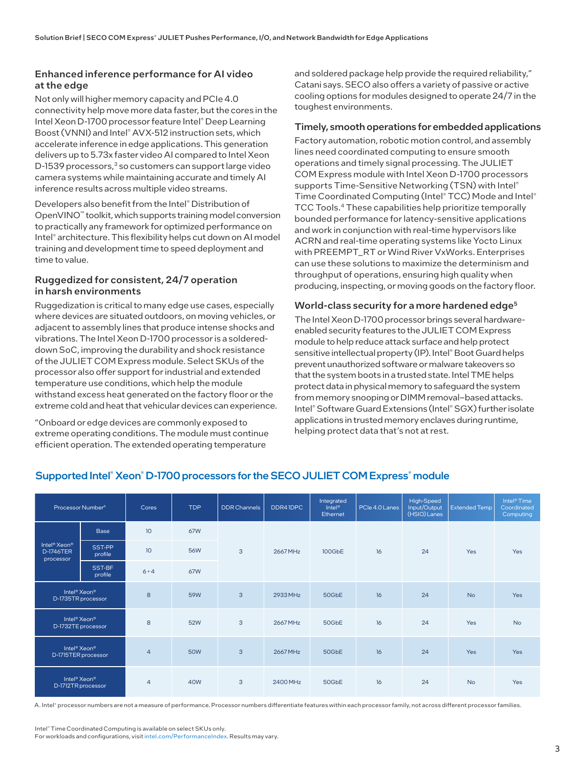## Enhanced inference performance for AI video at the edge

Not only will higher memory capacity and PCIe 4.0 connectivity help move more data faster, but the cores in the Intel Xeon D-1700 processor feature Intel® Deep Learning Boost (VNNI) and Intel® AVX-512 instruction sets, which accelerate inference in edge applications. This generation delivers up to 5.73x faster video AI compared to Intel Xeon D-1539 processors,[3] so customers can support large video camera systems while maintaining accurate and timely AI inference results across multiple video streams.

Developers also benefit from the Intel® Distribution of OpenVINO™ toolkit, which supports training model conversion to practically any framework for optimized performance on Intel® architecture. This flexibility helps cut down on AI model training and development time to speed deployment and time to value.

## Ruggedized for consistent, 24/7 operation in harsh environments

Ruggedization is critical to many edge use cases, especially where devices are situated outdoors, on moving vehicles, or adjacent to assembly lines that produce intense shocks and vibrations. The Intel Xeon D-1700 processor is a soldered-down SoC, improving the durability and shock resistance of the JULIET COM Express module. Select SKUs of the processor also offer support for industrial and extended temperature use conditions, which help the module withstand excess heat generated on the factory floor or the extreme cold and heat that vehicular devices can experience.

"Onboard or edge devices are commonly exposed to extreme operating conditions. The module must continue efficient operation. The extended operating temperature and soldered package help provide the required reliability," Catani says. SECO also offers a variety of passive or active cooling options for modules designed to operate 24/7 in the toughest environments.

## Timely, smooth operations for embedded applications

Factory automation, robotic motion control, and assembly lines need coordinated computing to ensure smooth operations and timely signal processing. The JULIET COM Express module with Intel Xeon D-1700 processors supports Time-Sensitive Networking (TSN) with Intel® Time Coordinated Computing (Intel® TCC) Mode and Intel® TCC Tools.[4] These capabilities help prioritize temporally bounded performance for latency-sensitive applications and work in conjunction with real-time hypervisors like ACRN and real-time operating systems like Yocto Linux with PREEMPT_RT or Wind River VxWorks. Enterprises can use these solutions to maximize the determinism and throughput of operations, ensuring high quality when producing, inspecting, or moving goods on the factory floor.

## World-class security for a more hardened edge[5]

The Intel Xeon D-1700 processor brings several hardware-enabled security features to the JULIET COM Express module to help reduce attack surface and help protect sensitive intellectual property (IP). Intel® Boot Guard helps prevent unauthorized software or malware takeovers so that the system boots in a trusted state. Intel TME helps protect data in physical memory to safeguard the system from memory snooping or DIMM removal–based attacks. Intel® Software Guard Extensions (Intel® SGX) further isolate applications in trusted memory enclaves during runtime, helping protect data that's not at rest.

## Supported Intel® Xeon® D-1700 processors for the SECO JULIET COM Express® module

| Processor Number[A] | | Cores | TDP | DDR Channels | DDR4 1DPC | Integrated Intel® Ethernet | PCIe 4.0 Lanes | High-Speed Input/Output (HSIO) Lanes | Extended Temp | Intel® Time Coordinated Computing |
|---|---|---|---|---|---|---|---|---|---|---|
| Intel® Xeon® D-1746TER processor | Base | 10 | 67W | 3 | 2667 MHz | 100GbE | 16 | 24 | Yes | Yes |
| | SST-PP profile | 10 | 56W | | | | | | | |
| | SST-BF profile | 6 + 4 | 67W | | | | | | | |
| Intel® Xeon® D-1735TR processor | | 8 | 59W | 3 | 2933 MHz | 50GbE | 16 | 24 | No | Yes |
| Intel® Xeon® D-1732TE processor | | 8 | 52W | 3 | 2667 MHz | 50GbE | 16 | 24 | Yes | No |
| Intel® Xeon® D-1715TER processor | | 4 | 50W | 3 | 2667 MHz | 50GbE | 16 | 24 | Yes | Yes |
| Intel® Xeon® D-1712TR processor | | 4 | 40W | 3 | 2400 MHz | 50GbE | 16 | 24 | No | Yes |

A. Intel® processor numbers are not a measure of performance. Processor numbers differentiate features within each processor family, not across different processor families.

Intel® Time Coordinated Computing is available on select SKUs only.
For workloads and configurations, visit intel.com/PerformanceIndex. Results may vary.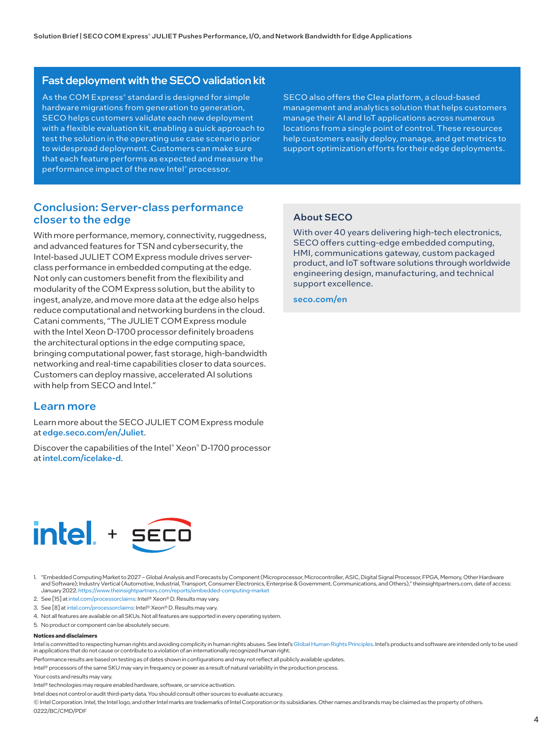## Fast deployment with the SECO validation kit

As the COM Express® standard is designed for simple hardware migrations from generation to generation, SECO helps customers validate each new deployment with a flexible evaluation kit, enabling a quick approach to test the solution in the operating use case scenario prior to widespread deployment. Customers can make sure that each feature performs as expected and measure the performance impact of the new Intel® processor.

SECO also offers the Clea platform, a cloud-based management and analytics solution that helps customers manage their AI and IoT applications across numerous locations from a single point of control. These resources help customers easily deploy, manage, and get metrics to support optimization efforts for their edge deployments.

## Conclusion: Server-class performance closer to the edge

With more performance, memory, connectivity, ruggedness, and advanced features for TSN and cybersecurity, the Intel-based JULIET COM Express module drives server-class performance in embedded computing at the edge. Not only can customers benefit from the flexibility and modularity of the COM Express solution, but the ability to ingest, analyze, and move more data at the edge also helps reduce computational and networking burdens in the cloud. Catani comments, "The JULIET COM Express module with the Intel Xeon D-1700 processor definitely broadens the architectural options in the edge computing space, bringing computational power, fast storage, high-bandwidth networking and real-time capabilities closer to data sources. Customers can deploy massive, accelerated AI solutions with help from SECO and Intel."

## Learn more

Learn more about the SECO JULIET COM Express module at **edge.seco.com/en/Juliet**.

Discover the capabilities of the Intel® Xeon® D-1700 processor at **intel.com/icelake-d**.

### About SECO

With over 40 years delivering high-tech electronics, SECO offers cutting-edge embedded computing, HMI, communications gateway, custom packaged product, and IoT software solutions through worldwide engineering design, manufacturing, and technical support excellence.

**seco.com/en**

intel. + SECO

1. "Embedded Computing Market to 2027 – Global Analysis and Forecasts by Component (Microprocessor, Microcontroller, ASIC, Digital Signal Processor, FPGA, Memory, Other Hardware and Software); Industry Vertical (Automotive, Industrial, Transport, Consumer Electronics, Enterprise & Government, Communications, and Others)," theinsightpartners.com, date of access: January 2022. https://www.theinsightpartners.com/reports/embedded-computing-market
2. See [15] at intel.com/processorclaims: Intel® Xeon® D. Results may vary.
3. See [8] at intel.com/processorclaims: Intel® Xeon® D. Results may vary.
4. Not all features are available on all SKUs. Not all features are supported in every operating system.
5. No product or component can be absolutely secure.

**Notices and disclaimers**

Intel is committed to respecting human rights and avoiding complicity in human rights abuses. See Intel's Global Human Rights Principles. Intel's products and software are intended only to be used in applications that do not cause or contribute to a violation of an internationally recognized human right.

Performance results are based on testing as of dates shown in configurations and may not reflect all publicly available updates.

Intel® processors of the same SKU may vary in frequency or power as a result of natural variability in the production process.

Your costs and results may vary.

Intel® technologies may require enabled hardware, software, or service activation.

Intel does not control or audit third-party data. You should consult other sources to evaluate accuracy.

© Intel Corporation. Intel, the Intel logo, and other Intel marks are trademarks of Intel Corporation or its subsidiaries. Other names and brands may be claimed as the property of others.

0222/BC/CMD/PDF